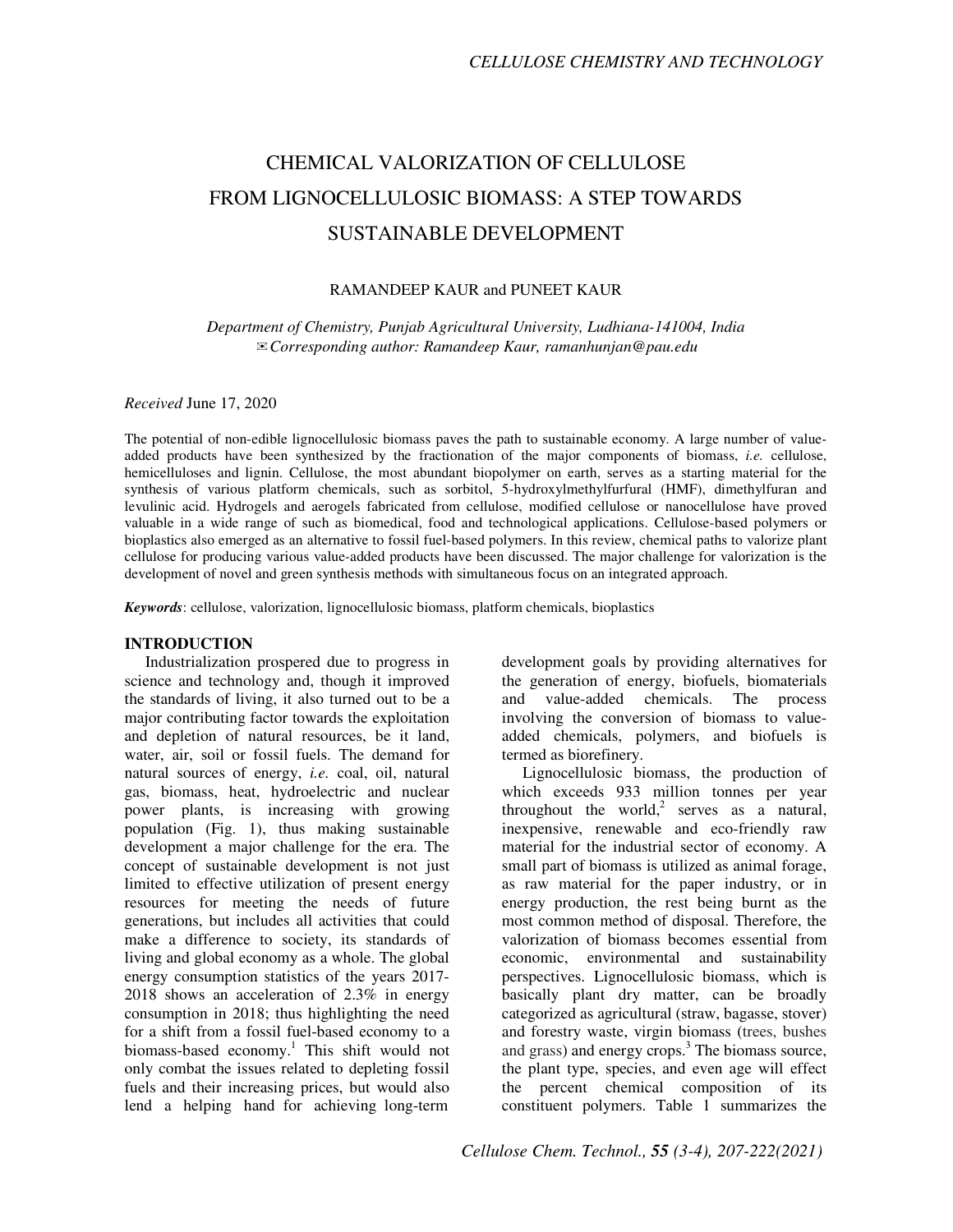# CHEMICAL VALORIZATION OF CELLULOSE FROM LIGNOCELLULOSIC BIOMASS: A STEP TOWARDS SUSTAINABLE DEVELOPMENT

RAMANDEEP KAUR and PUNEET KAUR

*Department of Chemistry, Punjab Agricultural University, Ludhiana-141004, India*
✉*Corresponding author: Ramandeep Kaur, ramanhunjan@pau.edu*

*Received* June 17, 2020

The potential of non-edible lignocellulosic biomass paves the path to sustainable economy. A large number of value-added products have been synthesized by the fractionation of the major components of biomass, *i.e.* cellulose, hemicelluloses and lignin. Cellulose, the most abundant biopolymer on earth, serves as a starting material for the synthesis of various platform chemicals, such as sorbitol, 5-hydroxylmethylfurfural (HMF), dimethylfuran and levulinic acid. Hydrogels and aerogels fabricated from cellulose, modified cellulose or nanocellulose have proved valuable in a wide range of such as biomedical, food and technological applications. Cellulose-based polymers or bioplastics also emerged as an alternative to fossil fuel-based polymers. In this review, chemical paths to valorize plant cellulose for producing various value-added products have been discussed. The major challenge for valorization is the development of novel and green synthesis methods with simultaneous focus on an integrated approach.

***Keywords***: cellulose, valorization, lignocellulosic biomass, platform chemicals, bioplastics

## INTRODUCTION

Industrialization prospered due to progress in science and technology and, though it improved the standards of living, it also turned out to be a major contributing factor towards the exploitation and depletion of natural resources, be it land, water, air, soil or fossil fuels. The demand for natural sources of energy, *i.e.* coal, oil, natural gas, biomass, heat, hydroelectric and nuclear power plants, is increasing with growing population (Fig. 1), thus making sustainable development a major challenge for the era. The concept of sustainable development is not just limited to effective utilization of present energy resources for meeting the needs of future generations, but includes all activities that could make a difference to society, its standards of living and global economy as a whole. The global energy consumption statistics of the years 2017-2018 shows an acceleration of 2.3% in energy consumption in 2018; thus highlighting the need for a shift from a fossil fuel-based economy to a biomass-based economy.[1] This shift would not only combat the issues related to depleting fossil fuels and their increasing prices, but would also lend a helping hand for achieving long-term development goals by providing alternatives for the generation of energy, biofuels, biomaterials and value-added chemicals. The process involving the conversion of biomass to value-added chemicals, polymers, and biofuels is termed as biorefinery.

Lignocellulosic biomass, the production of which exceeds 933 million tonnes per year throughout the world,[2] serves as a natural, inexpensive, renewable and eco-friendly raw material for the industrial sector of economy. A small part of biomass is utilized as animal forage, as raw material for the paper industry, or in energy production, the rest being burnt as the most common method of disposal. Therefore, the valorization of biomass becomes essential from economic, environmental and sustainability perspectives. Lignocellulosic biomass, which is basically plant dry matter, can be broadly categorized as agricultural (straw, bagasse, stover) and forestry waste, virgin biomass (trees, bushes and grass) and energy crops.[3] The biomass source, the plant type, species, and even age will effect the percent chemical composition of its constituent polymers. Table 1 summarizes the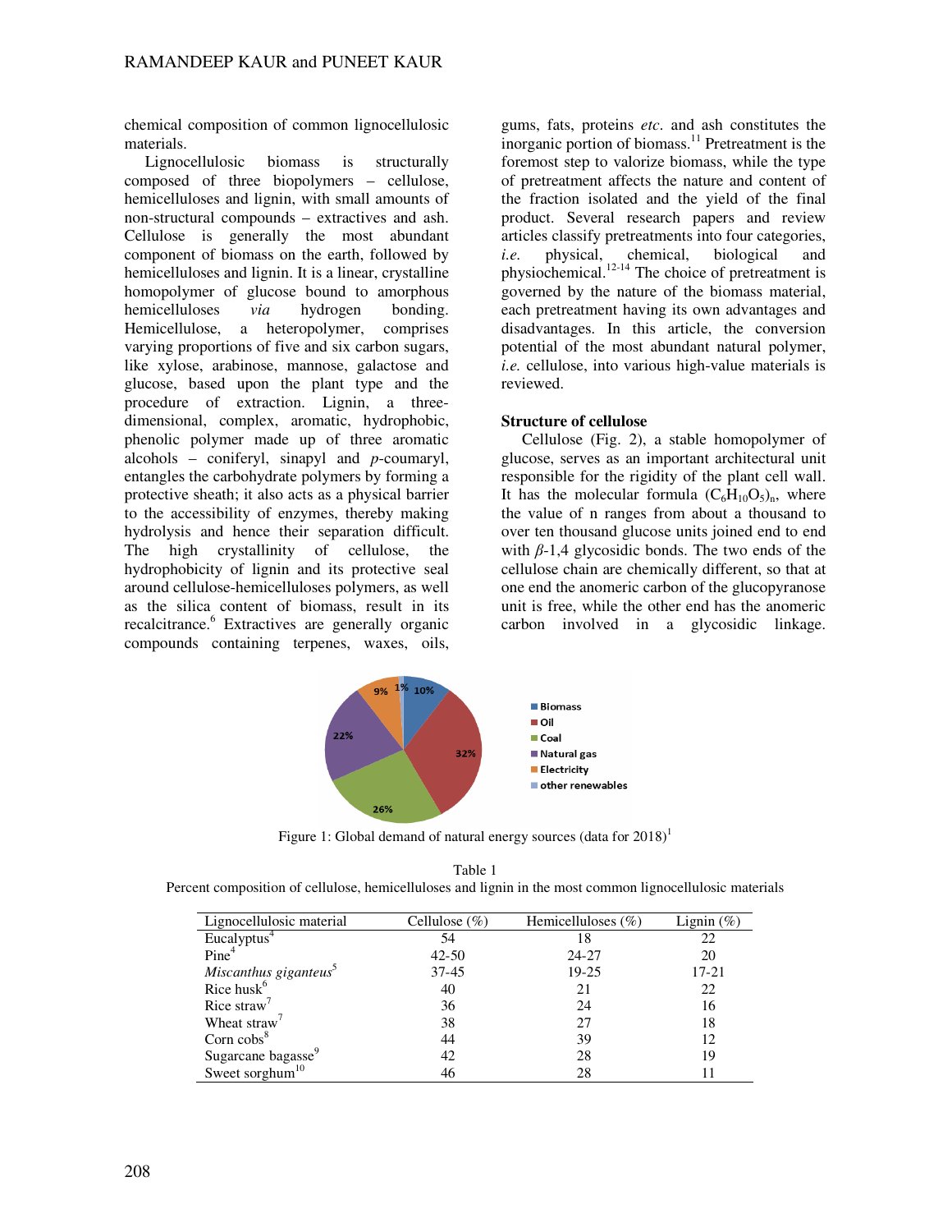chemical composition of common lignocellulosic materials.

Lignocellulosic biomass is structurally composed of three biopolymers – cellulose, hemicelluloses and lignin, with small amounts of non-structural compounds – extractives and ash. Cellulose is generally the most abundant component of biomass on the earth, followed by hemicelluloses and lignin. It is a linear, crystalline homopolymer of glucose bound to amorphous hemicelluloses *via* hydrogen bonding. Hemicellulose, a heteropolymer, comprises varying proportions of five and six carbon sugars, like xylose, arabinose, mannose, galactose and glucose, based upon the plant type and the procedure of extraction. Lignin, a three-dimensional, complex, aromatic, hydrophobic, phenolic polymer made up of three aromatic alcohols – coniferyl, sinapyl and *p*-coumaryl, entangles the carbohydrate polymers by forming a protective sheath; it also acts as a physical barrier to the accessibility of enzymes, thereby making hydrolysis and hence their separation difficult. The high crystallinity of cellulose, the hydrophobicity of lignin and its protective seal around cellulose-hemicelluloses polymers, as well as the silica content of biomass, result in its recalcitrance.[6] Extractives are generally organic compounds containing terpenes, waxes, oils, gums, fats, proteins *etc.* and ash constitutes the inorganic portion of biomass.[11] Pretreatment is the foremost step to valorize biomass, while the type of pretreatment affects the nature and content of the fraction isolated and the yield of the final product. Several research papers and review articles classify pretreatments into four categories, *i.e.* physical, chemical, biological and physiochemical.[12-14] The choice of pretreatment is governed by the nature of the biomass material, each pretreatment having its own advantages and disadvantages. In this article, the conversion potential of the most abundant natural polymer, *i.e.* cellulose, into various high-value materials is reviewed.

## Structure of cellulose

Cellulose (Fig. 2), a stable homopolymer of glucose, serves as an important architectural unit responsible for the rigidity of the plant cell wall. It has the molecular formula $(C_6H_{10}O_5)_n$, where the value of n ranges from about a thousand to over ten thousand glucose units joined end to end with $\beta$-1,4 glycosidic bonds. The two ends of the cellulose chain are chemically different, so that at one end the anomeric carbon of the glucopyranose unit is free, while the other end has the anomeric carbon involved in a glycosidic linkage.

Figure 1: Global demand of natural energy sources (data for 2018)[1]

Table 1
Percent composition of cellulose, hemicelluloses and lignin in the most common lignocellulosic materials

| Lignocellulosic material | Cellulose (%) | Hemicelluloses (%) | Lignin (%) |
|---|---|---|---|
| Eucalyptus[4] | 54 | 18 | 22 |
| Pine[4] | 42-50 | 24-27 | 20 |
| *Miscanthus giganteus*[5] | 37-45 | 19-25 | 17-21 |
| Rice husk[6] | 40 | 21 | 22 |
| Rice straw[7] | 36 | 24 | 16 |
| Wheat straw[7] | 38 | 27 | 18 |
| Corn cobs[8] | 44 | 39 | 12 |
| Sugarcane bagasse[9] | 42 | 28 | 19 |
| Sweet sorghum[10] | 46 | 28 | 11 |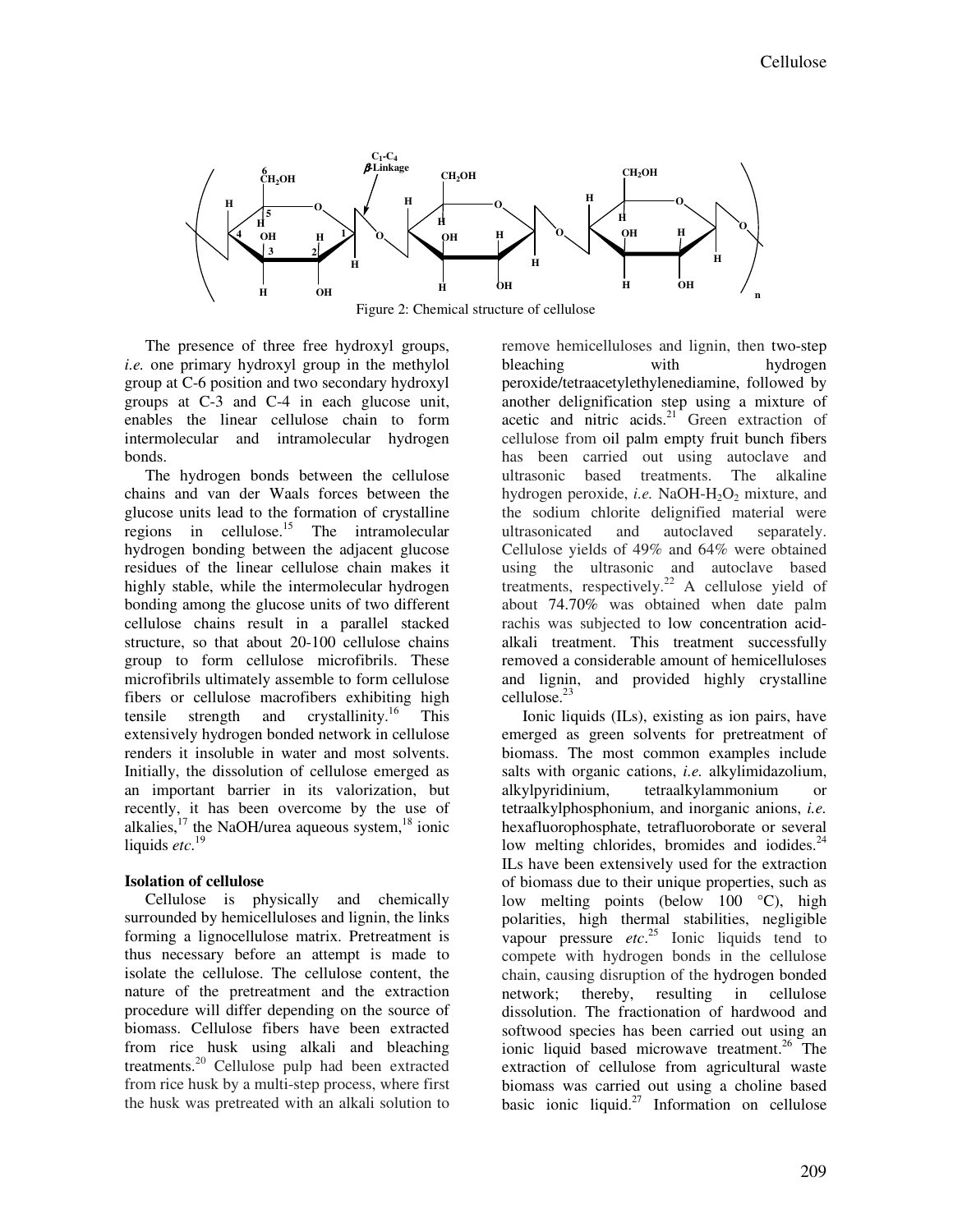Figure 2: Chemical structure of cellulose

The presence of three free hydroxyl groups, *i.e.* one primary hydroxyl group in the methylol group at C-6 position and two secondary hydroxyl groups at C-3 and C-4 in each glucose unit, enables the linear cellulose chain to form intermolecular and intramolecular hydrogen bonds.

The hydrogen bonds between the cellulose chains and van der Waals forces between the glucose units lead to the formation of crystalline regions in cellulose.[15] The intramolecular hydrogen bonding between the adjacent glucose residues of the linear cellulose chain makes it highly stable, while the intermolecular hydrogen bonding among the glucose units of two different cellulose chains result in a parallel stacked structure, so that about 20-100 cellulose chains group to form cellulose microfibrils. These microfibrils ultimately assemble to form cellulose fibers or cellulose macrofibers exhibiting high tensile strength and crystallinity.[16] This extensively hydrogen bonded network in cellulose renders it insoluble in water and most solvents. Initially, the dissolution of cellulose emerged as an important barrier in its valorization, but recently, it has been overcome by the use of alkalies,[17] the NaOH/urea aqueous system,[18] ionic liquids *etc*.[19]

## Isolation of cellulose

Cellulose is physically and chemically surrounded by hemicelluloses and lignin, the links forming a lignocellulose matrix. Pretreatment is thus necessary before an attempt is made to isolate the cellulose. The cellulose content, the nature of the pretreatment and the extraction procedure will differ depending on the source of biomass. Cellulose fibers have been extracted from rice husk using alkali and bleaching treatments.[20] Cellulose pulp had been extracted from rice husk by a multi-step process, where first the husk was pretreated with an alkali solution to remove hemicelluloses and lignin, then two-step bleaching with hydrogen peroxide/tetraacetylethylenediamine, followed by another delignification step using a mixture of acetic and nitric acids.[21] Green extraction of cellulose from oil palm empty fruit bunch fibers has been carried out using autoclave and ultrasonic based treatments. The alkaline hydrogen peroxide, *i.e.* NaOH-$H_2O_2$ mixture, and the sodium chlorite delignified material were ultrasonicated and autoclaved separately. Cellulose yields of 49% and 64% were obtained using the ultrasonic and autoclave based treatments, respectively.[22] A cellulose yield of about 74.70% was obtained when date palm rachis was subjected to low concentration acid-alkali treatment. This treatment successfully removed a considerable amount of hemicelluloses and lignin, and provided highly crystalline cellulose.[23]

Ionic liquids (ILs), existing as ion pairs, have emerged as green solvents for pretreatment of biomass. The most common examples include salts with organic cations, *i.e.* alkylimidazolium, alkylpyridinium, tetraalkylammonium or tetraalkylphosphonium, and inorganic anions, *i.e.* hexafluorophosphate, tetrafluoroborate or several low melting chlorides, bromides and iodides.[24] ILs have been extensively used for the extraction of biomass due to their unique properties, such as low melting points (below 100 °C), high polarities, high thermal stabilities, negligible vapour pressure *etc*.[25] Ionic liquids tend to compete with hydrogen bonds in the cellulose chain, causing disruption of the hydrogen bonded network; thereby, resulting in cellulose dissolution. The fractionation of hardwood and softwood species has been carried out using an ionic liquid based microwave treatment.[26] The extraction of cellulose from agricultural waste biomass was carried out using a choline based basic ionic liquid.[27] Information on cellulose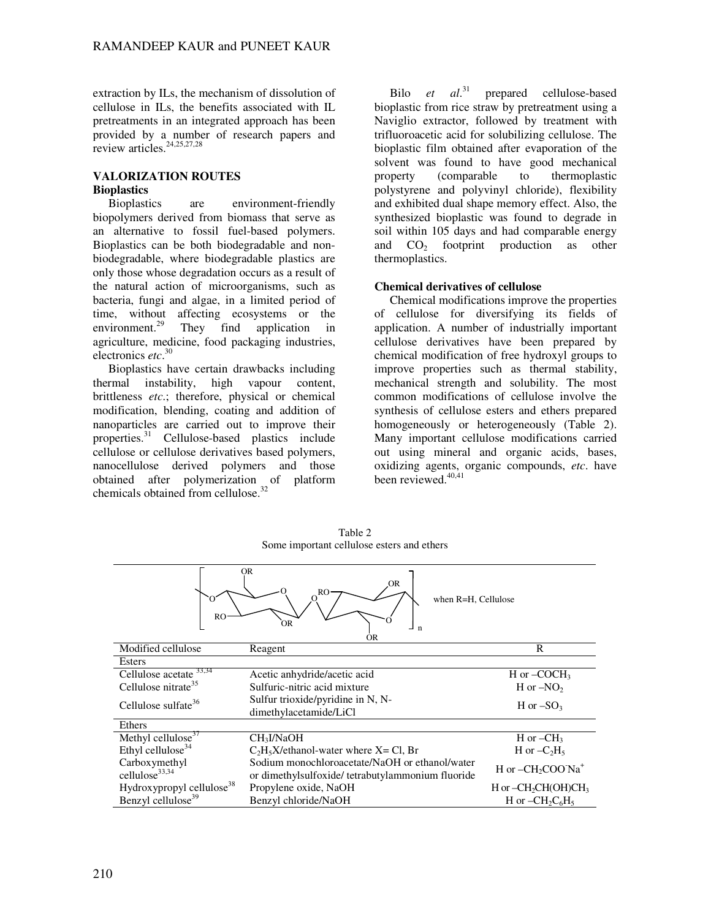extraction by ILs, the mechanism of dissolution of cellulose in ILs, the benefits associated with IL pretreatments in an integrated approach has been provided by a number of research papers and review articles.[24,25,27,28]

## VALORIZATION ROUTES

### Bioplastics

Bioplastics are environment-friendly biopolymers derived from biomass that serve as an alternative to fossil fuel-based polymers. Bioplastics can be both biodegradable and non-biodegradable, where biodegradable plastics are only those whose degradation occurs as a result of the natural action of microorganisms, such as bacteria, fungi and algae, in a limited period of time, without affecting ecosystems or the environment.[29] They find application in agriculture, medicine, food packaging industries, electronics *etc*.[30]

Bioplastics have certain drawbacks including thermal instability, high vapour content, brittleness *etc*.; therefore, physical or chemical modification, blending, coating and addition of nanoparticles are carried out to improve their properties.[31] Cellulose-based plastics include cellulose or cellulose derivatives based polymers, nanocellulose derived polymers and those obtained after polymerization of platform chemicals obtained from cellulose.[32]

Bilo *et al*.[31] prepared cellulose-based bioplastic from rice straw by pretreatment using a Naviglio extractor, followed by treatment with trifluoroacetic acid for solubilizing cellulose. The bioplastic film obtained after evaporation of the solvent was found to have good mechanical property (comparable to thermoplastic polystyrene and polyvinyl chloride), flexibility and exhibited dual shape memory effect. Also, the synthesized bioplastic was found to degrade in soil within 105 days and had comparable energy and $CO_2$ footprint production as other thermoplastics.

### Chemical derivatives of cellulose

Chemical modifications improve the properties of cellulose for diversifying its fields of application. A number of industrially important cellulose derivatives have been prepared by chemical modification of free hydroxyl groups to improve properties such as thermal stability, mechanical strength and solubility. The most common modifications of cellulose involve the synthesis of cellulose esters and ethers prepared homogeneously or heterogeneously (Table 2). Many important cellulose modifications carried out using mineral and organic acids, bases, oxidizing agents, organic compounds, *etc*. have been reviewed.[40,41]

Table 2
Some important cellulose esters and ethers

[Structure: cellulose repeating unit (two anhydroglucose units with OR groups), subscript n] when R=H, Cellulose

| Modified cellulose | Reagent | R |
|---|---|---|
| **Esters** | | |
| Cellulose acetate [33,34] | Acetic anhydride/acetic acid | H or $-COCH_3$ |
| Cellulose nitrate[35] | Sulfuric-nitric acid mixture | H or $-NO_2$ |
| Cellulose sulfate[36] | Sulfur trioxide/pyridine in N, N-dimethylacetamide/LiCl | H or $-SO_3$ |
| **Ethers** | | |
| Methyl cellulose[37] | $CH_3I$/NaOH | H or $-CH_3$ |
| Ethyl cellulose[34] | $C_2H_5X$/ethanol-water where X= Cl, Br | H or $-C_2H_5$ |
| Carboxymethyl cellulose[33,34] | Sodium monochloroacetate/NaOH or ethanol/water or dimethylsulfoxide/ tetrabutylammonium fluoride | H or $-CH_2COO^-Na^+$ |
| Hydroxypropyl cellulose[38] | Propylene oxide, NaOH | H or $-CH_2CH(OH)CH_3$ |
| Benzyl cellulose[39] | Benzyl chloride/NaOH | H or $-CH_2C_6H_5$ |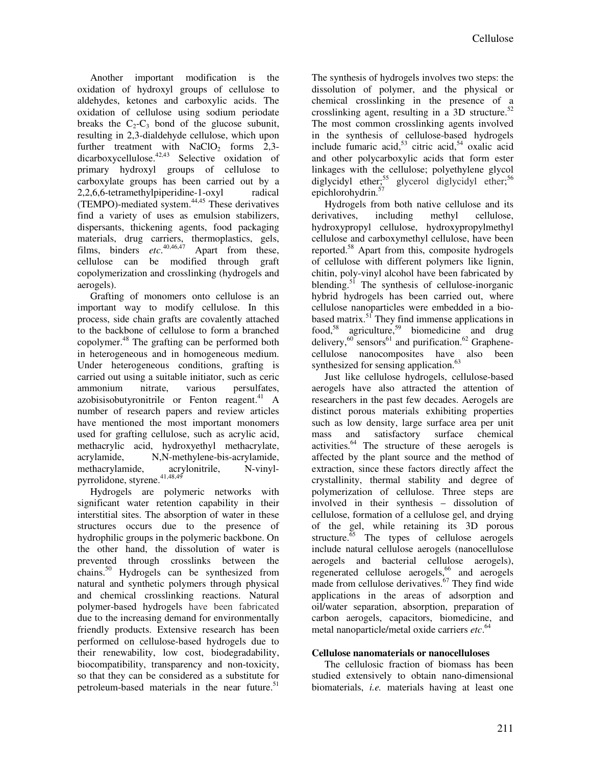Another important modification is the oxidation of hydroxyl groups of cellulose to aldehydes, ketones and carboxylic acids. The oxidation of cellulose using sodium periodate breaks the $C_2$-$C_3$ bond of the glucose subunit, resulting in 2,3-dialdehyde cellulose, which upon further treatment with $NaClO_2$ forms 2,3-dicarboxycellulose.[42,43] Selective oxidation of primary hydroxyl groups of cellulose to carboxylate groups has been carried out by a 2,2,6,6-tetramethylpiperidine-1-oxyl radical (TEMPO)-mediated system.[44,45] These derivatives find a variety of uses as emulsion stabilizers, dispersants, thickening agents, food packaging materials, drug carriers, thermoplastics, gels, films, binders *etc*.[40,46,47] Apart from these, cellulose can be modified through graft copolymerization and crosslinking (hydrogels and aerogels).

Grafting of monomers onto cellulose is an important way to modify cellulose. In this process, side chain grafts are covalently attached to the backbone of cellulose to form a branched copolymer.[48] The grafting can be performed both in heterogeneous and in homogeneous medium. Under heterogeneous conditions, grafting is carried out using a suitable initiator, such as ceric ammonium nitrate, various persulfates, azobisisobutyronitrile or Fenton reagent.[41] A number of research papers and review articles have mentioned the most important monomers used for grafting cellulose, such as acrylic acid, methacrylic acid, hydroxyethyl methacrylate, acrylamide, N,N-methylene-bis-acrylamide, methacrylamide, acrylonitrile, N-vinyl-pyrrolidone, styrene.[41,48,49]

Hydrogels are polymeric networks with significant water retention capability in their interstitial sites. The absorption of water in these structures occurs due to the presence of hydrophilic groups in the polymeric backbone. On the other hand, the dissolution of water is prevented through crosslinks between the chains.[50] Hydrogels can be synthesized from natural and synthetic polymers through physical and chemical crosslinking reactions. Natural polymer-based hydrogels have been fabricated due to the increasing demand for environmentally friendly products. Extensive research has been performed on cellulose-based hydrogels due to their renewability, low cost, biodegradability, biocompatibility, transparency and non-toxicity, so that they can be considered as a substitute for petroleum-based materials in the near future.[51] The synthesis of hydrogels involves two steps: the dissolution of polymer, and the physical or chemical crosslinking in the presence of a crosslinking agent, resulting in a 3D structure.[52] The most common crosslinking agents involved in the synthesis of cellulose-based hydrogels include fumaric acid,[53] citric acid,[54] oxalic acid and other polycarboxylic acids that form ester linkages with the cellulose; polyethylene glycol diglycidyl ether;[55] glycerol diglycidyl ether;[56] epichlorohydrin.[57]

Hydrogels from both native cellulose and its derivatives, including methyl cellulose, hydroxypropyl cellulose, hydroxypropylmethyl cellulose and carboxymethyl cellulose, have been reported.[58] Apart from this, composite hydrogels of cellulose with different polymers like lignin, chitin, poly-vinyl alcohol have been fabricated by blending.[51] The synthesis of cellulose-inorganic hybrid hydrogels has been carried out, where cellulose nanoparticles were embedded in a bio-based matrix.[51] They find immense applications in food,[58] agriculture,[59] biomedicine and drug delivery,[60] sensors[61] and purification.[62] Graphene-cellulose nanocomposites have also been synthesized for sensing application.[63]

Just like cellulose hydrogels, cellulose-based aerogels have also attracted the attention of researchers in the past few decades. Aerogels are distinct porous materials exhibiting properties such as low density, large surface area per unit mass and satisfactory surface chemical activities.[64] The structure of these aerogels is affected by the plant source and the method of extraction, since these factors directly affect the crystallinity, thermal stability and degree of polymerization of cellulose. Three steps are involved in their synthesis – dissolution of cellulose, formation of a cellulose gel, and drying of the gel, while retaining its 3D porous structure.[65] The types of cellulose aerogels include natural cellulose aerogels (nanocellulose aerogels and bacterial cellulose aerogels), regenerated cellulose aerogels,[66] and aerogels made from cellulose derivatives.[67] They find wide applications in the areas of adsorption and oil/water separation, absorption, preparation of carbon aerogels, capacitors, biomedicine, and metal nanoparticle/metal oxide carriers *etc*.[64]

**Cellulose nanomaterials or nanocelluloses**

The cellulosic fraction of biomass has been studied extensively to obtain nano-dimensional biomaterials, *i.e.* materials having at least one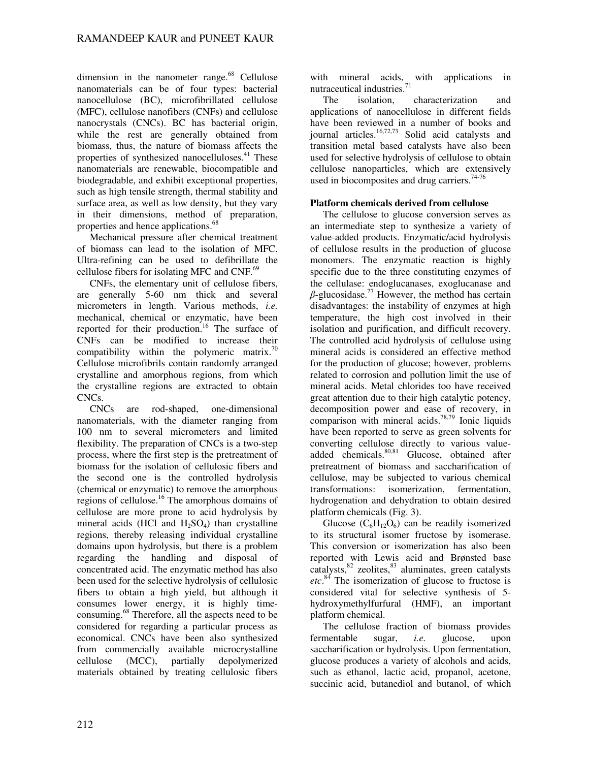dimension in the nanometer range.[68] Cellulose nanomaterials can be of four types: bacterial nanocellulose (BC), microfibrillated cellulose (MFC), cellulose nanofibers (CNFs) and cellulose nanocrystals (CNCs). BC has bacterial origin, while the rest are generally obtained from biomass, thus, the nature of biomass affects the properties of synthesized nanocelluloses.[41] These nanomaterials are renewable, biocompatible and biodegradable, and exhibit exceptional properties, such as high tensile strength, thermal stability and surface area, as well as low density, but they vary in their dimensions, method of preparation, properties and hence applications.[68]

Mechanical pressure after chemical treatment of biomass can lead to the isolation of MFC. Ultra-refining can be used to defibrillate the cellulose fibers for isolating MFC and CNF.[69]

CNFs, the elementary unit of cellulose fibers, are generally 5-60 nm thick and several micrometers in length. Various methods, *i.e.* mechanical, chemical or enzymatic, have been reported for their production.[16] The surface of CNFs can be modified to increase their compatibility within the polymeric matrix.[70] Cellulose microfibrils contain randomly arranged crystalline and amorphous regions, from which the crystalline regions are extracted to obtain CNCs.

CNCs are rod-shaped, one-dimensional nanomaterials, with the diameter ranging from 100 nm to several micrometers and limited flexibility. The preparation of CNCs is a two-step process, where the first step is the pretreatment of biomass for the isolation of cellulosic fibers and the second one is the controlled hydrolysis (chemical or enzymatic) to remove the amorphous regions of cellulose.[16] The amorphous domains of cellulose are more prone to acid hydrolysis by mineral acids (HCl and $H_2SO_4$) than crystalline regions, thereby releasing individual crystalline domains upon hydrolysis, but there is a problem regarding the handling and disposal of concentrated acid. The enzymatic method has also been used for the selective hydrolysis of cellulosic fibers to obtain a high yield, but although it consumes lower energy, it is highly time-consuming.[68] Therefore, all the aspects need to be considered for regarding a particular process as economical. CNCs have been also synthesized from commercially available microcrystalline cellulose (MCC), partially depolymerized materials obtained by treating cellulosic fibers with mineral acids, with applications in nutraceutical industries.[71]

The isolation, characterization and applications of nanocellulose in different fields have been reviewed in a number of books and journal articles.[16,72,73] Solid acid catalysts and transition metal based catalysts have also been used for selective hydrolysis of cellulose to obtain cellulose nanoparticles, which are extensively used in biocomposites and drug carriers.[74-76]

**Platform chemicals derived from cellulose**

The cellulose to glucose conversion serves as an intermediate step to synthesize a variety of value-added products. Enzymatic/acid hydrolysis of cellulose results in the production of glucose monomers. The enzymatic reaction is highly specific due to the three constituting enzymes of the cellulase: endoglucanases, exoglucanase and $\beta$-glucosidase.[77] However, the method has certain disadvantages: the instability of enzymes at high temperature, the high cost involved in their isolation and purification, and difficult recovery. The controlled acid hydrolysis of cellulose using mineral acids is considered an effective method for the production of glucose; however, problems related to corrosion and pollution limit the use of mineral acids. Metal chlorides too have received great attention due to their high catalytic potency, decomposition power and ease of recovery, in comparison with mineral acids.[78,79] Ionic liquids have been reported to serve as green solvents for converting cellulose directly to various value-added chemicals.[80,81] Glucose, obtained after pretreatment of biomass and saccharification of cellulose, may be subjected to various chemical transformations: isomerization, fermentation, hydrogenation and dehydration to obtain desired platform chemicals (Fig. 3).

Glucose ($C_6H_{12}O_6$) can be readily isomerized to its structural isomer fructose by isomerase. This conversion or isomerization has also been reported with Lewis acid and Brønsted base catalysts,[82] zeolites,[83] aluminates, green catalysts *etc*.[84] The isomerization of glucose to fructose is considered vital for selective synthesis of 5-hydroxymethylfurfural (HMF), an important platform chemical.

The cellulose fraction of biomass provides fermentable sugar, *i.e.* glucose, upon saccharification or hydrolysis. Upon fermentation, glucose produces a variety of alcohols and acids, such as ethanol, lactic acid, propanol, acetone, succinic acid, butanediol and butanol, of which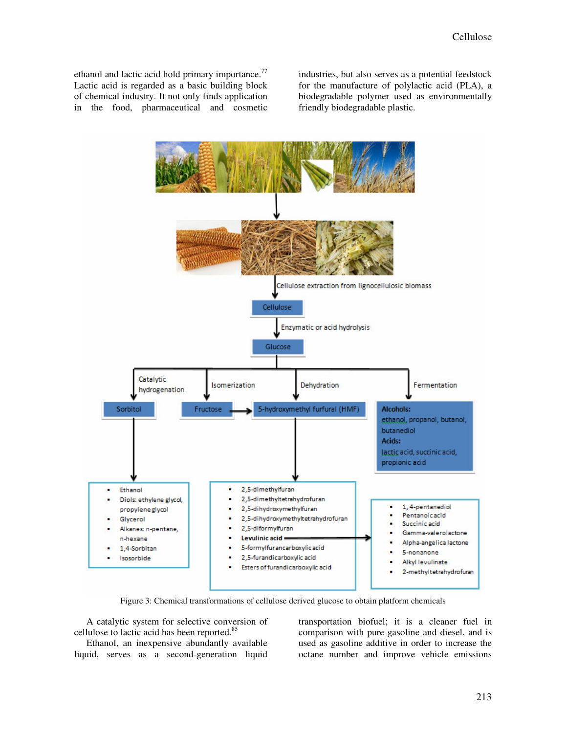ethanol and lactic acid hold primary importance.[77] Lactic acid is regarded as a basic building block of chemical industry. It not only finds application in the food, pharmaceutical and cosmetic industries, but also serves as a potential feedstock for the manufacture of polylactic acid (PLA), a biodegradable polymer used as environmentally friendly biodegradable plastic.

Figure 3: Chemical transformations of cellulose derived glucose to obtain platform chemicals

A catalytic system for selective conversion of cellulose to lactic acid has been reported.[85]

Ethanol, an inexpensive abundantly available liquid, serves as a second-generation liquid transportation biofuel; it is a cleaner fuel in comparison with pure gasoline and diesel, and is used as gasoline additive in order to increase the octane number and improve vehicle emissions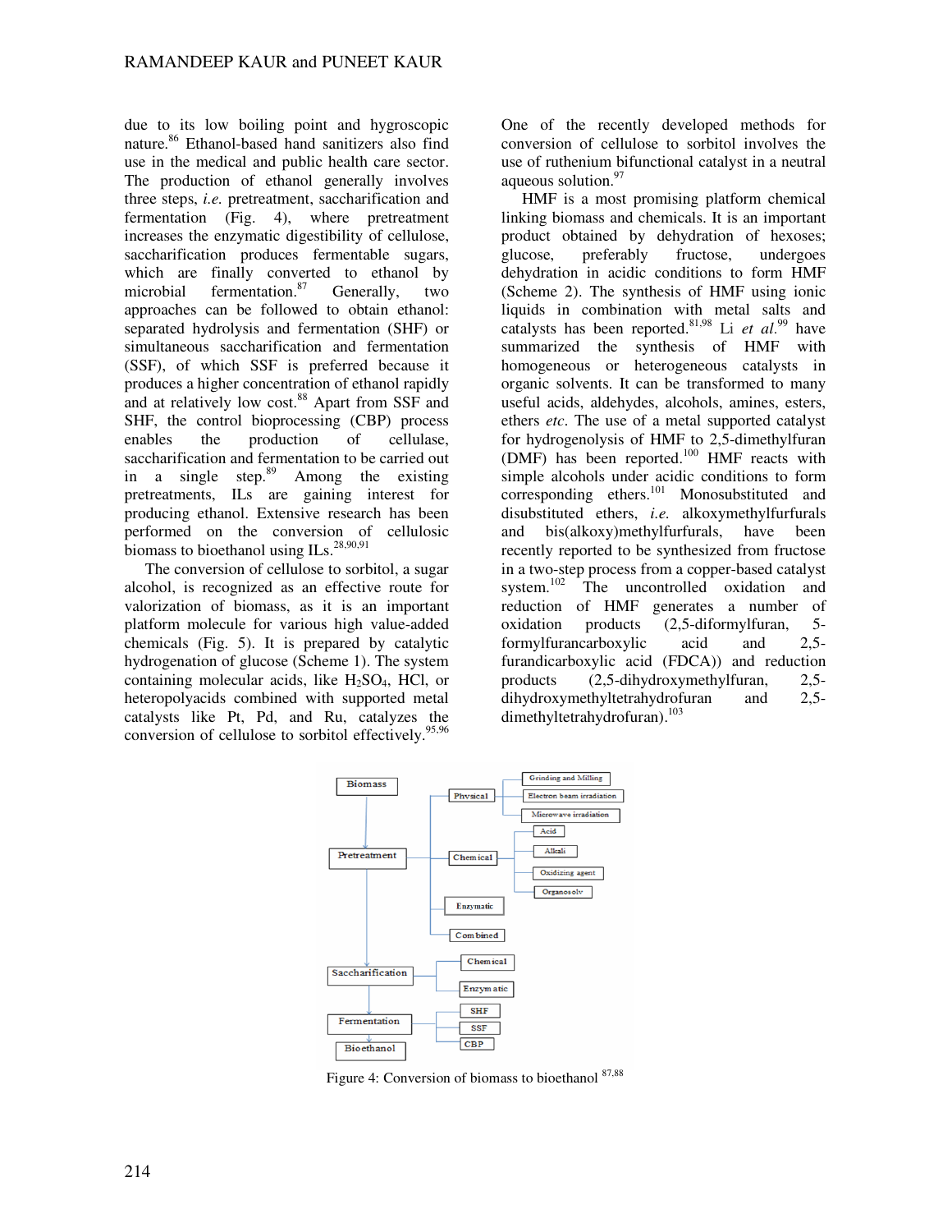due to its low boiling point and hygroscopic nature.[86] Ethanol-based hand sanitizers also find use in the medical and public health care sector. The production of ethanol generally involves three steps, *i.e.* pretreatment, saccharification and fermentation (Fig. 4), where pretreatment increases the enzymatic digestibility of cellulose, saccharification produces fermentable sugars, which are finally converted to ethanol by microbial fermentation.[87] Generally, two approaches can be followed to obtain ethanol: separated hydrolysis and fermentation (SHF) or simultaneous saccharification and fermentation (SSF), of which SSF is preferred because it produces a higher concentration of ethanol rapidly and at relatively low cost.[88] Apart from SSF and SHF, the control bioprocessing (CBP) process enables the production of cellulase, saccharification and fermentation to be carried out in a single step.[89] Among the existing pretreatments, ILs are gaining interest for producing ethanol. Extensive research has been performed on the conversion of cellulosic biomass to bioethanol using ILs.[28,90,91]

The conversion of cellulose to sorbitol, a sugar alcohol, is recognized as an effective route for valorization of biomass, as it is an important platform molecule for various high value-added chemicals (Fig. 5). It is prepared by catalytic hydrogenation of glucose (Scheme 1). The system containing molecular acids, like $H_2SO_4$, HCl, or heteropolyacids combined with supported metal catalysts like Pt, Pd, and Ru, catalyzes the conversion of cellulose to sorbitol effectively.[95,96] One of the recently developed methods for conversion of cellulose to sorbitol involves the use of ruthenium bifunctional catalyst in a neutral aqueous solution.[97]

HMF is a most promising platform chemical linking biomass and chemicals. It is an important product obtained by dehydration of hexoses; glucose, preferably fructose, undergoes dehydration in acidic conditions to form HMF (Scheme 2). The synthesis of HMF using ionic liquids in combination with metal salts and catalysts has been reported.[81,98] Li *et al.*[99] have summarized the synthesis of HMF with homogeneous or heterogeneous catalysts in organic solvents. It can be transformed to many useful acids, aldehydes, alcohols, amines, esters, ethers *etc*. The use of a metal supported catalyst for hydrogenolysis of HMF to 2,5-dimethylfuran (DMF) has been reported.[100] HMF reacts with simple alcohols under acidic conditions to form corresponding ethers.[101] Monosubstituted and disubstituted ethers, *i.e.* alkoxymethylfurfurals and bis(alkoxy)methylfurfurals, have been recently reported to be synthesized from fructose in a two-step process from a copper-based catalyst system.[102] The uncontrolled oxidation and reduction of HMF generates a number of oxidation products (2,5-diformylfuran, 5-formylfurancarboxylic acid and 2,5-furandicarboxylic acid (FDCA)) and reduction products (2,5-dihydroxymethylfuran, 2,5-dihydroxymethyltetrahydrofuran and 2,5-dimethyltetrahydrofuran).[103]

Figure 4: Conversion of biomass to bioethanol [87,88]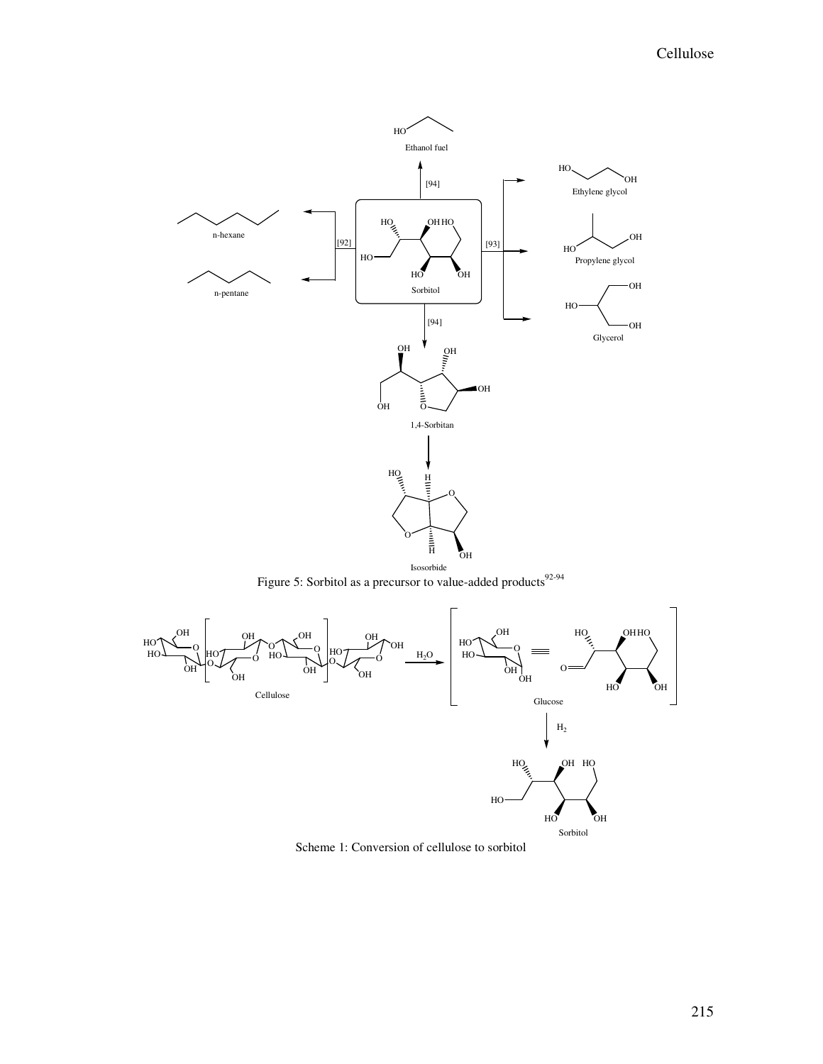Figure 5: Sorbitol as a precursor to value-added products[92-94]

Scheme 1: Conversion of cellulose to sorbitol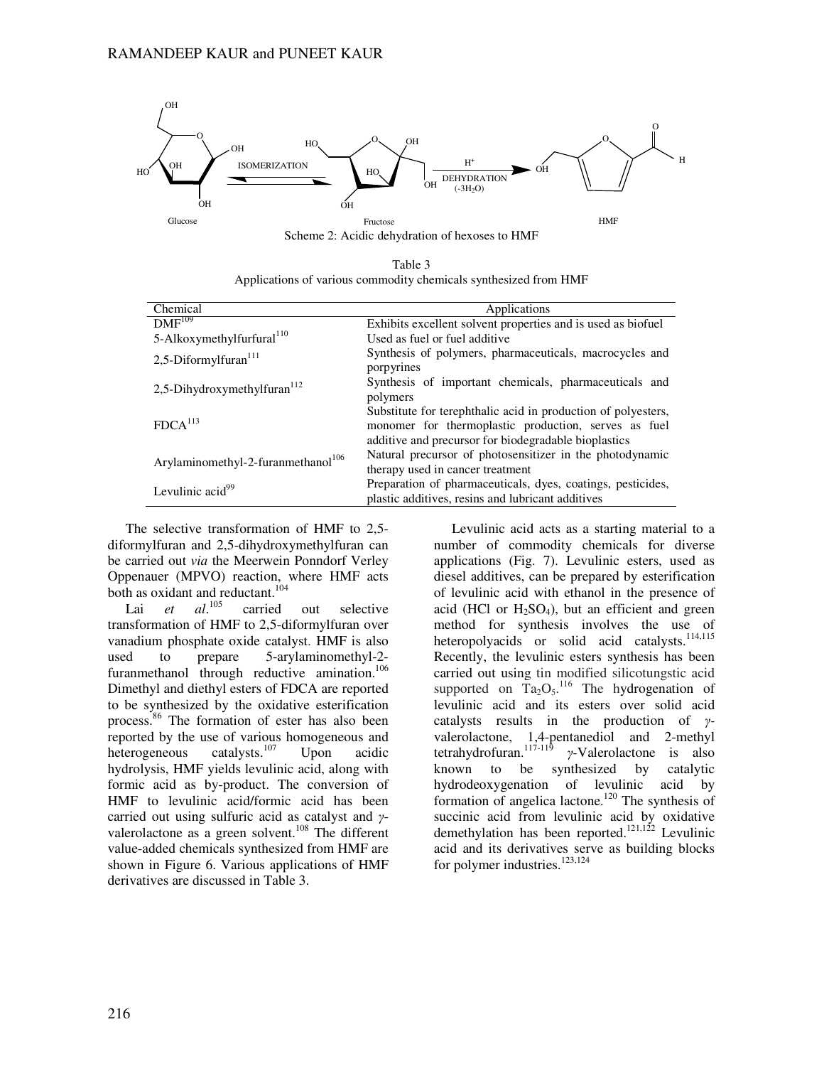Scheme 2: Acidic dehydration of hexoses to HMF

Table 3
Applications of various commodity chemicals synthesized from HMF

| Chemical | Applications |
|---|---|
| DMF[109] | Exhibits excellent solvent properties and is used as biofuel |
| 5-Alkoxymethylfurfural[110] | Used as fuel or fuel additive |
| 2,5-Diformylfuran[111] | Synthesis of polymers, pharmaceuticals, macrocycles and porpyrines |
| 2,5-Dihydroxymethylfuran[112] | Synthesis of important chemicals, pharmaceuticals and polymers |
| FDCA[113] | Substitute for terephthalic acid in production of polyesters, monomer for thermoplastic production, serves as fuel additive and precursor for biodegradable bioplastics |
| Arylaminomethyl-2-furanmethanol[106] | Natural precursor of photosensitizer in the photodynamic therapy used in cancer treatment |
| Levulinic acid[99] | Preparation of pharmaceuticals, dyes, coatings, pesticides, plastic additives, resins and lubricant additives |

The selective transformation of HMF to 2,5-diformylfuran and 2,5-dihydroxymethylfuran can be carried out *via* the Meerwein Ponndorf Verley Oppenauer (MPVO) reaction, where HMF acts both as oxidant and reductant.[104]

Lai *et al*.[105] carried out selective transformation of HMF to 2,5-diformylfuran over vanadium phosphate oxide catalyst. HMF is also used to prepare 5-arylaminomethyl-2-furanmethanol through reductive amination.[106] Dimethyl and diethyl esters of FDCA are reported to be synthesized by the oxidative esterification process.[86] The formation of ester has also been reported by the use of various homogeneous and heterogeneous catalysts.[107] Upon acidic hydrolysis, HMF yields levulinic acid, along with formic acid as by-product. The conversion of HMF to levulinic acid/formic acid has been carried out using sulfuric acid as catalyst and *γ*-valerolactone as a green solvent.[108] The different value-added chemicals synthesized from HMF are shown in Figure 6. Various applications of HMF derivatives are discussed in Table 3.

Levulinic acid acts as a starting material to a number of commodity chemicals for diverse applications (Fig. 7). Levulinic esters, used as diesel additives, can be prepared by esterification of levulinic acid with ethanol in the presence of acid (HCl or $H_2SO_4$), but an efficient and green method for synthesis involves the use of heteropolyacids or solid acid catalysts.[114,115] Recently, the levulinic esters synthesis has been carried out using tin modified silicotungstic acid supported on $Ta_2O_5$.[116] The hydrogenation of levulinic acid and its esters over solid acid catalysts results in the production of *γ*-valerolactone, 1,4-pentanediol and 2-methyl tetrahydrofuran.[117-119] *γ*-Valerolactone is also known to be synthesized by catalytic hydrodeoxygenation of levulinic acid by formation of angelica lactone.[120] The synthesis of succinic acid from levulinic acid by oxidative demethylation has been reported.[121,122] Levulinic acid and its derivatives serve as building blocks for polymer industries.[123,124]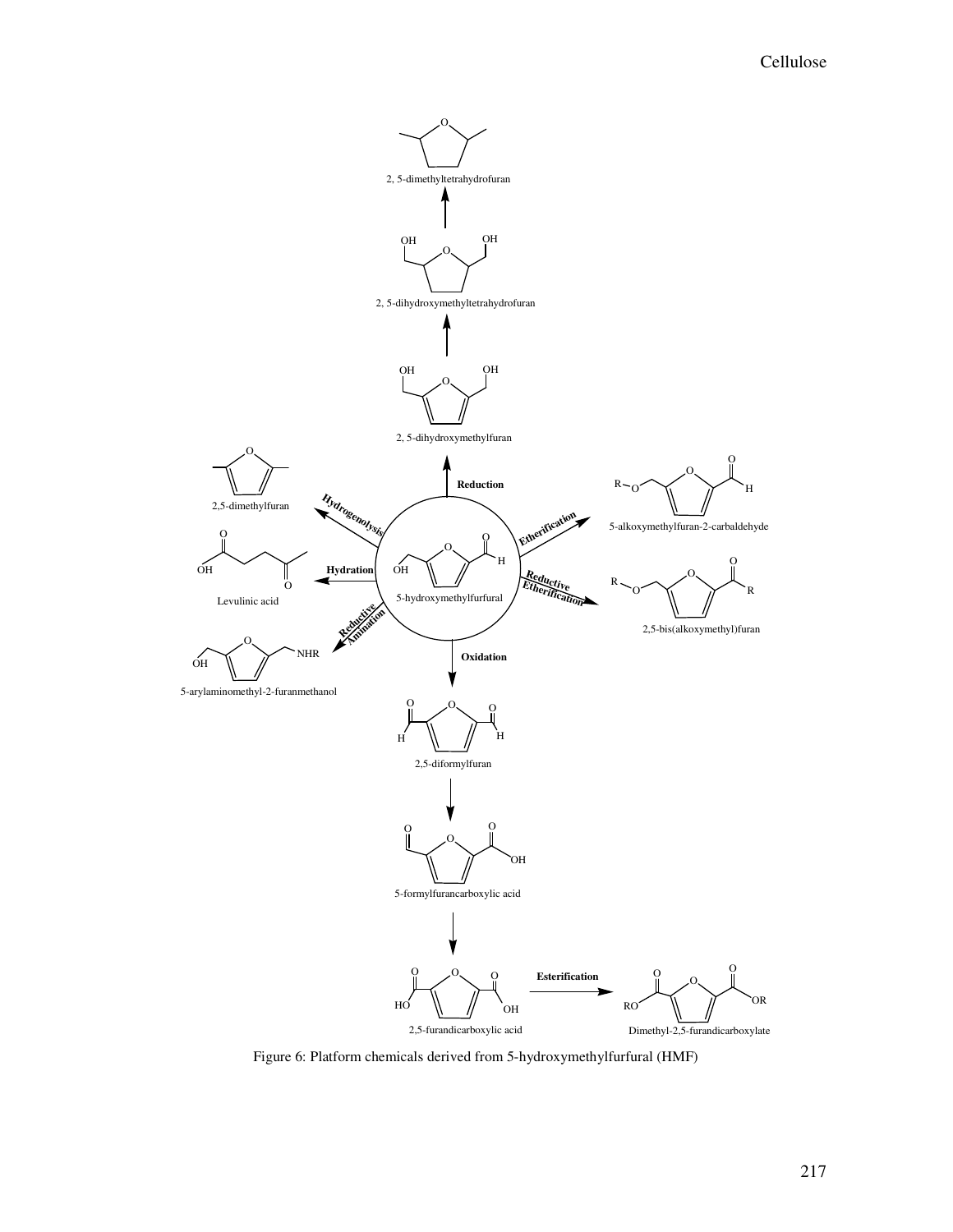Figure 6: Platform chemicals derived from 5-hydroxymethylfurfural (HMF)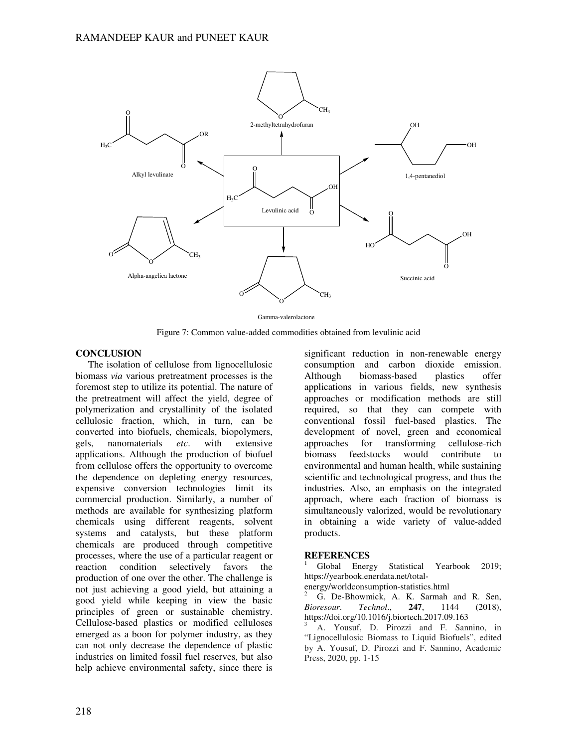Figure 7: Common value-added commodities obtained from levulinic acid

## CONCLUSION

The isolation of cellulose from lignocellulosic biomass *via* various pretreatment processes is the foremost step to utilize its potential. The nature of the pretreatment will affect the yield, degree of polymerization and crystallinity of the isolated cellulosic fraction, which, in turn, can be converted into biofuels, chemicals, biopolymers, gels, nanomaterials *etc*. with extensive applications. Although the production of biofuel from cellulose offers the opportunity to overcome the dependence on depleting energy resources, expensive conversion technologies limit its commercial production. Similarly, a number of methods are available for synthesizing platform chemicals using different reagents, solvent systems and catalysts, but these platform chemicals are produced through competitive processes, where the use of a particular reagent or reaction condition selectively favors the production of one over the other. The challenge is not just achieving a good yield, but attaining a good yield while keeping in view the basic principles of green or sustainable chemistry. Cellulose-based plastics or modified celluloses emerged as a boon for polymer industry, as they can not only decrease the dependence of plastic industries on limited fossil fuel reserves, but also help achieve environmental safety, since there is significant reduction in non-renewable energy consumption and carbon dioxide emission. Although biomass-based plastics offer applications in various fields, new synthesis approaches or modification methods are still required, so that they can compete with conventional fossil fuel-based plastics. The development of novel, green and economical approaches for transforming cellulose-rich biomass feedstocks would contribute to environmental and human health, while sustaining scientific and technological progress, and thus the industries. Also, an emphasis on the integrated approach, where each fraction of biomass is simultaneously valorized, would be revolutionary in obtaining a wide variety of value-added products.

## REFERENCES

[1] Global Energy Statistical Yearbook 2019; https://yearbook.enerdata.net/total-energy/worldconsumption-statistics.html

[2] G. De-Bhowmick, A. K. Sarmah and R. Sen, *Bioresour. Technol.*, **247**, 1144 (2018), https://doi.org/10.1016/j.biortech.2017.09.163

[3] A. Yousuf, D. Pirozzi and F. Sannino, in "Lignocellulosic Biomass to Liquid Biofuels", edited by A. Yousuf, D. Pirozzi and F. Sannino, Academic Press, 2020, pp. 1-15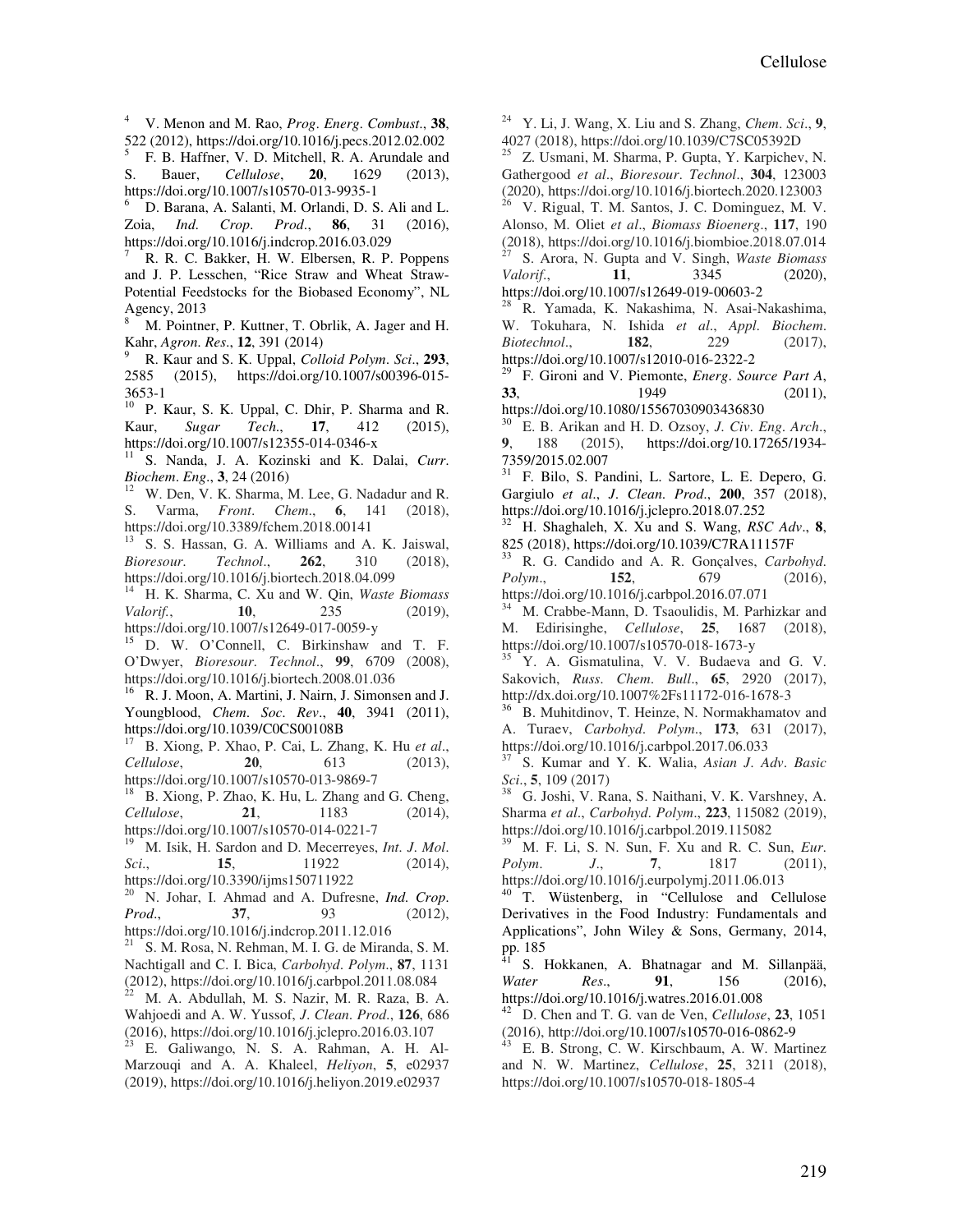[4] V. Menon and M. Rao, *Prog. Energ. Combust.*, **38**, 522 (2012), https://doi.org/10.1016/j.pecs.2012.02.002

[5] F. B. Haffner, V. D. Mitchell, R. A. Arundale and S. Bauer, *Cellulose*, **20**, 1629 (2013), https://doi.org/10.1007/s10570-013-9935-1

[6] D. Barana, A. Salanti, M. Orlandi, D. S. Ali and L. Zoia, *Ind. Crop. Prod.*, **86**, 31 (2016), https://doi.org/10.1016/j.indcrop.2016.03.029

[7] R. R. C. Bakker, H. W. Elbersen, R. P. Poppens and J. P. Lesschen, "Rice Straw and Wheat Straw-Potential Feedstocks for the Biobased Economy", NL Agency, 2013

[8] M. Pointner, P. Kuttner, T. Obrlik, A. Jager and H. Kahr, *Agron. Res.*, **12**, 391 (2014)

[9] R. Kaur and S. K. Uppal, *Colloid Polym. Sci.*, **293**, 2585 (2015), https://doi.org/10.1007/s00396-015-3653-1

[10] P. Kaur, S. K. Uppal, C. Dhir, P. Sharma and R. Kaur, *Sugar Tech.*, **17**, 412 (2015), https://doi.org/10.1007/s12355-014-0346-x

[11] S. Nanda, J. A. Kozinski and K. Dalai, *Curr. Biochem. Eng.*, **3**, 24 (2016)

[12] W. Den, V. K. Sharma, M. Lee, G. Nadadur and R. S. Varma, *Front. Chem.*, **6**, 141 (2018), https://doi.org/10.3389/fchem.2018.00141

[13] S. S. Hassan, G. A. Williams and A. K. Jaiswal, *Bioresour. Technol.*, **262**, 310 (2018), https://doi.org/10.1016/j.biortech.2018.04.099

[14] H. K. Sharma, C. Xu and W. Qin, *Waste Biomass Valorif.*, **10**, 235 (2019), https://doi.org/10.1007/s12649-017-0059-y

[15] D. W. O'Connell, C. Birkinshaw and T. F. O'Dwyer, *Bioresour. Technol.*, **99**, 6709 (2008), https://doi.org/10.1016/j.biortech.2008.01.036

[16] R. J. Moon, A. Martini, J. Nairn, J. Simonsen and J. Youngblood, *Chem. Soc. Rev.*, **40**, 3941 (2011), https://doi.org/10.1039/C0CS00108B

[17] B. Xiong, P. Xhao, P. Cai, L. Zhang, K. Hu *et al.*, *Cellulose*, **20**, 613 (2013), https://doi.org/10.1007/s10570-013-9869-7

[18] B. Xiong, P. Zhao, K. Hu, L. Zhang and G. Cheng, *Cellulose*, **21**, 1183 (2014), https://doi.org/10.1007/s10570-014-0221-7

[19] M. Isik, H. Sardon and D. Mecerreyes, *Int. J. Mol. Sci.*, **15**, 11922 (2014), https://doi.org/10.3390/ijms150711922

[20] N. Johar, I. Ahmad and A. Dufresne, *Ind. Crop. Prod.*, **37**, 93 (2012), https://doi.org/10.1016/j.indcrop.2011.12.016

[21] S. M. Rosa, N. Rehman, M. I. G. de Miranda, S. M. Nachtigall and C. I. Bica, *Carbohyd. Polym.*, **87**, 1131 (2012), https://doi.org/10.1016/j.carbpol.2011.08.084

[22] M. A. Abdullah, M. S. Nazir, M. R. Raza, B. A. Wahjoedi and A. W. Yussof, *J. Clean. Prod.*, **126**, 686 (2016), https://doi.org/10.1016/j.jclepro.2016.03.107

[23] E. Galiwango, N. S. A. Rahman, A. H. Al-Marzouqi and A. A. Khaleel, *Heliyon*, **5**, e02937 (2019), https://doi.org/10.1016/j.heliyon.2019.e02937

[24] Y. Li, J. Wang, X. Liu and S. Zhang, *Chem. Sci.*, **9**, 4027 (2018), https://doi.org/10.1039/C7SC05392D

[25] Z. Usmani, M. Sharma, P. Gupta, Y. Karpichev, N. Gathergood *et al.*, *Bioresour. Technol.*, **304**, 123003 (2020), https://doi.org/10.1016/j.biortech.2020.123003

[26] V. Rigual, T. M. Santos, J. C. Dominguez, M. V. Alonso, M. Oliet *et al.*, *Biomass Bioenerg.*, **117**, 190 (2018), https://doi.org/10.1016/j.biombioe.2018.07.014

[27] S. Arora, N. Gupta and V. Singh, *Waste Biomass Valorif.*, **11**, 3345 (2020), https://doi.org/10.1007/s12649-019-00603-2

[28] R. Yamada, K. Nakashima, N. Asai-Nakashima, W. Tokuhara, N. Ishida *et al.*, *Appl. Biochem. Biotechnol.*, **182**, 229 (2017), https://doi.org/10.1007/s12010-016-2322-2

[29] F. Gironi and V. Piemonte, *Energ. Source Part A*, **33**, 1949 (2011), https://doi.org/10.1080/15567030903436830

[30] E. B. Arikan and H. D. Ozsoy, *J. Civ. Eng. Arch.*, **9**, 188 (2015), https://doi.org/10.17265/1934-7359/2015.02.007

[31] F. Bilo, S. Pandini, L. Sartore, L. E. Depero, G. Gargiulo *et al.*, *J. Clean. Prod.*, **200**, 357 (2018), https://doi.org/10.1016/j.jclepro.2018.07.252

[32] H. Shaghaleh, X. Xu and S. Wang, *RSC Adv.*, **8**, 825 (2018), https://doi.org/10.1039/C7RA11157F

[33] R. G. Candido and A. R. Gonçalves, *Carbohyd. Polym.*, **152**, 679 (2016), https://doi.org/10.1016/j.carbpol.2016.07.071

[34] M. Crabbe-Mann, D. Tsaoulidis, M. Parhizkar and M. Edirisinghe, *Cellulose*, **25**, 1687 (2018), https://doi.org/10.1007/s10570-018-1673-y

[35] Y. A. Gismatulina, V. V. Budaeva and G. V. Sakovich, *Russ. Chem. Bull.*, **65**, 2920 (2017), http://dx.doi.org/10.1007%2Fs11172-016-1678-3

[36] B. Muhitdinov, T. Heinze, N. Normakhamatov and A. Turaev, *Carbohyd. Polym.*, **173**, 631 (2017), https://doi.org/10.1016/j.carbpol.2017.06.033

[37] S. Kumar and Y. K. Walia, *Asian J. Adv. Basic Sci.*, **5**, 109 (2017)

[38] G. Joshi, V. Rana, S. Naithani, V. K. Varshney, A. Sharma *et al.*, *Carbohyd. Polym.*, **223**, 115082 (2019), https://doi.org/10.1016/j.carbpol.2019.115082

[39] M. F. Li, S. N. Sun, F. Xu and R. C. Sun, *Eur. Polym. J.*, **7**, 1817 (2011), https://doi.org/10.1016/j.eurpolymj.2011.06.013

[40] T. Wüstenberg, in "Cellulose and Cellulose Derivatives in the Food Industry: Fundamentals and Applications", John Wiley & Sons, Germany, 2014, pp. 185

[41] S. Hokkanen, A. Bhatnagar and M. Sillanpää, *Water Res.*, **91**, 156 (2016), https://doi.org/10.1016/j.watres.2016.01.008

[42] D. Chen and T. G. van de Ven, *Cellulose*, **23**, 1051 (2016), http://doi.org/10.1007/s10570-016-0862-9

[43] E. B. Strong, C. W. Kirschbaum, A. W. Martinez and N. W. Martinez, *Cellulose*, **25**, 3211 (2018), https://doi.org/10.1007/s10570-018-1805-4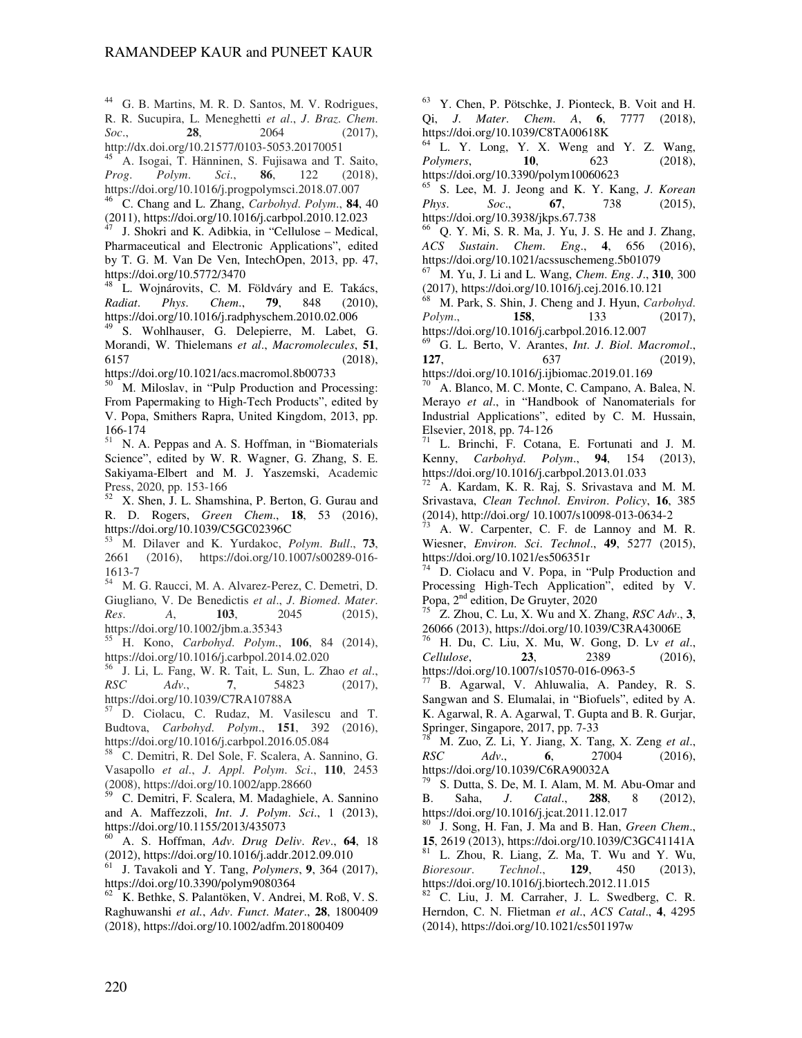[44] G. B. Martins, M. R. D. Santos, M. V. Rodrigues, R. R. Sucupira, L. Meneghetti *et al.*, *J. Braz. Chem. Soc.*, **28**, 2064 (2017), http://dx.doi.org/10.21577/0103-5053.20170051

[45] A. Isogai, T. Hänninen, S. Fujisawa and T. Saito, *Prog. Polym. Sci.*, **86**, 122 (2018), https://doi.org/10.1016/j.progpolymsci.2018.07.007

[46] C. Chang and L. Zhang, *Carbohyd. Polym.*, **84**, 40 (2011), https://doi.org/10.1016/j.carbpol.2010.12.023

[47] J. Shokri and K. Adibkia, in "Cellulose – Medical, Pharmaceutical and Electronic Applications", edited by T. G. M. Van De Ven, IntechOpen, 2013, pp. 47, https://doi.org/10.5772/3470

[48] L. Wojnárovits, C. M. Földváry and E. Takács, *Radiat. Phys. Chem.*, **79**, 848 (2010), https://doi.org/10.1016/j.radphyschem.2010.02.006

[49] S. Wohlhauser, G. Delepierre, M. Labet, G. Morandi, W. Thielemans *et al.*, *Macromolecules*, **51**, 6157 (2018), https://doi.org/10.1021/acs.macromol.8b00733

[50] M. Miloslav, in "Pulp Production and Processing: From Papermaking to High-Tech Products", edited by V. Popa, Smithers Rapra, United Kingdom, 2013, pp. 166-174

[51] N. A. Peppas and A. S. Hoffman, in "Biomaterials Science", edited by W. R. Wagner, G. Zhang, S. E. Sakiyama-Elbert and M. J. Yaszemski, Academic Press, 2020, pp. 153-166

[52] X. Shen, J. L. Shamshina, P. Berton, G. Gurau and R. D. Rogers, *Green Chem.*, **18**, 53 (2016), https://doi.org/10.1039/C5GC02396C

[53] M. Dilaver and K. Yurdakoc, *Polym. Bull.*, **73**, 2661 (2016), https://doi.org/10.1007/s00289-016-1613-7

[54] M. G. Raucci, M. A. Alvarez-Perez, C. Demetri, D. Giugliano, V. De Benedictis *et al.*, *J. Biomed. Mater. Res. A*, **103**, 2045 (2015), https://doi.org/10.1002/jbm.a.35343

[55] H. Kono, *Carbohyd. Polym.*, **106**, 84 (2014), https://doi.org/10.1016/j.carbpol.2014.02.020

[56] J. Li, L. Fang, W. R. Tait, L. Sun, L. Zhao *et al.*, *RSC Adv.*, **7**, 54823 (2017), https://doi.org/10.1039/C7RA10788A

[57] D. Ciolacu, C. Rudaz, M. Vasilescu and T. Budtova, *Carbohyd. Polym.*, **151**, 392 (2016), https://doi.org/10.1016/j.carbpol.2016.05.084

[58] C. Demitri, R. Del Sole, F. Scalera, A. Sannino, G. Vasapollo *et al.*, *J. Appl. Polym. Sci.*, **110**, 2453 (2008), https://doi.org/10.1002/app.28660

[59] C. Demitri, F. Scalera, M. Madaghiele, A. Sannino and A. Maffezzoli, *Int. J. Polym. Sci.*, 1 (2013), https://doi.org/10.1155/2013/435073

[60] A. S. Hoffman, *Adv. Drug Deliv. Rev.*, **64**, 18 (2012), https://doi.org/10.1016/j.addr.2012.09.010

[61] J. Tavakoli and Y. Tang, *Polymers*, **9**, 364 (2017), https://doi.org/10.3390/polym9080364

[62] K. Bethke, S. Palantöken, V. Andrei, M. Roß, V. S. Raghuwanshi *et al.*, *Adv. Funct. Mater.*, **28**, 1800409 (2018), https://doi.org/10.1002/adfm.201800409

[63] Y. Chen, P. Pötschke, J. Pionteck, B. Voit and H. Qi, *J. Mater. Chem. A*, **6**, 7777 (2018), https://doi.org/10.1039/C8TA00618K

[64] L. Y. Long, Y. X. Weng and Y. Z. Wang, *Polymers*, **10**, 623 (2018), https://doi.org/10.3390/polym10060623

[65] S. Lee, M. J. Jeong and K. Y. Kang, *J. Korean Phys. Soc.*, **67**, 738 (2015), https://doi.org/10.3938/jkps.67.738

[66] Q. Y. Mi, S. R. Ma, J. Yu, J. S. He and J. Zhang, *ACS Sustain. Chem. Eng.*, **4**, 656 (2016), https://doi.org/10.1021/acssuschemeng.5b01079

[67] M. Yu, J. Li and L. Wang, *Chem. Eng. J.*, **310**, 300 (2017), https://doi.org/10.1016/j.cej.2016.10.121

[68] M. Park, S. Shin, J. Cheng and J. Hyun, *Carbohyd. Polym.*, **158**, 133 (2017), https://doi.org/10.1016/j.carbpol.2016.12.007

[69] G. L. Berto, V. Arantes, *Int. J. Biol. Macromol.*, **127**, 637 (2019), https://doi.org/10.1016/j.ijbiomac.2019.01.169

[70] A. Blanco, M. C. Monte, C. Campano, A. Balea, N. Merayo *et al.*, in "Handbook of Nanomaterials for Industrial Applications", edited by C. M. Hussain, Elsevier, 2018, pp. 74-126

[71] L. Brinchi, F. Cotana, E. Fortunati and J. M. Kenny, *Carbohyd. Polym.*, **94**, 154 (2013), https://doi.org/10.1016/j.carbpol.2013.01.033

[72] A. Kardam, K. R. Raj, S. Srivastava and M. M. Srivastava, *Clean Technol. Environ. Policy*, **16**, 385 (2014), http://doi.org/ 10.1007/s10098-013-0634-2

[73] A. W. Carpenter, C. F. de Lannoy and M. R. Wiesner, *Environ. Sci. Technol.*, **49**, 5277 (2015), https://doi.org/10.1021/es506351r

[74] D. Ciolacu and V. Popa, in "Pulp Production and Processing High-Tech Application", edited by V. Popa, 2nd edition, De Gruyter, 2020

[75] Z. Zhou, C. Lu, X. Wu and X. Zhang, *RSC Adv.*, **3**, 26066 (2013), https://doi.org/10.1039/C3RA43006E

[76] H. Du, C. Liu, X. Mu, W. Gong, D. Lv *et al.*, *Cellulose*, **23**, 2389 (2016), https://doi.org/10.1007/s10570-016-0963-5

[77] B. Agarwal, V. Ahluwalia, A. Pandey, R. S. Sangwan and S. Elumalai, in "Biofuels", edited by A. K. Agarwal, R. A. Agarwal, T. Gupta and B. R. Gurjar, Springer, Singapore, 2017, pp. 7-33

[78] M. Zuo, Z. Li, Y. Jiang, X. Tang, X. Zeng *et al.*, *RSC Adv.*, **6**, 27004 (2016), https://doi.org/10.1039/C6RA90032A

[79] S. Dutta, S. De, M. I. Alam, M. M. Abu-Omar and B. Saha, *J. Catal.*, **288**, 8 (2012), https://doi.org/10.1016/j.jcat.2011.12.017

[80] J. Song, H. Fan, J. Ma and B. Han, *Green Chem.*, **15**, 2619 (2013), https://doi.org/10.1039/C3GC41141A

[81] L. Zhou, R. Liang, Z. Ma, T. Wu and Y. Wu, *Bioresour. Technol.*, **129**, 450 (2013), https://doi.org/10.1016/j.biortech.2012.11.015

[82] C. Liu, J. M. Carraher, J. L. Swedberg, C. R. Herndon, C. N. Flietman *et al.*, *ACS Catal.*, **4**, 4295 (2014), https://doi.org/10.1021/cs501197w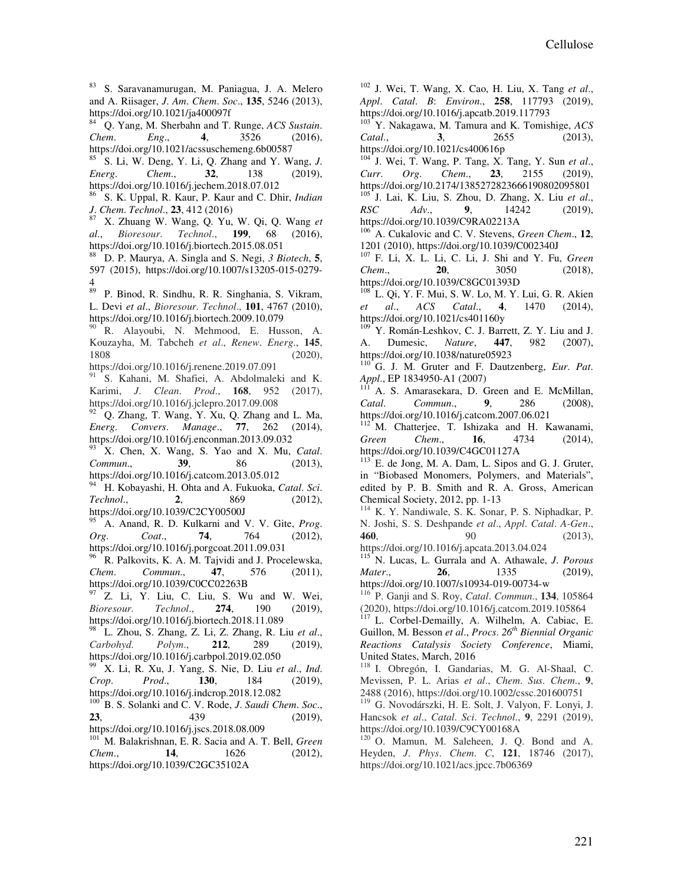[83] S. Saravanamurugan, M. Paniagua, J. A. Melero and A. Riisager, *J. Am. Chem. Soc*., **135**, 5246 (2013), https://doi.org/10.1021/ja400097f

[84] Q. Yang, M. Sherbahn and T. Runge, *ACS Sustain. Chem. Eng*., **4**, 3526 (2016), https://doi.org/10.1021/acssuschemeng.6b00587

[85] S. Li, W. Deng, Y. Li, Q. Zhang and Y. Wang, *J. Energ. Chem*., **32**, 138 (2019), https://doi.org/10.1016/j.jechem.2018.07.012

[86] S. K. Uppal, R. Kaur, P. Kaur and C. Dhir, *Indian J. Chem. Technol*., **23**, 412 (2016)

[87] X. Zhuang W. Wang, Q. Yu, W. Qi, Q. Wang *et al*., *Bioresour. Technol*., **199**, 68 (2016), https://doi.org/10.1016/j.biortech.2015.08.051

[88] D. P. Maurya, A. Singla and S. Negi, *3 Biotech*, **5**, 597 (2015), https://doi.org/10.1007/s13205-015-0279-4

[89] P. Binod, R. Sindhu, R. R. Singhania, S. Vikram, L. Devi *et al*., *Bioresour. Technol*., **101**, 4767 (2010), https://doi.org/10.1016/j.biortech.2009.10.079

[90] R. Alayoubi, N. Mehmood, E. Husson, A. Kouzayha, M. Tabcheh *et al*., *Renew. Energ*., **145**, 1808 (2020), https://doi.org/10.1016/j.renene.2019.07.091

[91] S. Kahani, M. Shafiei, A. Abdolmaleki and K. Karimi, *J. Clean. Prod*., **168**, 952 (2017), https://doi.org/10.1016/j.jclepro.2017.09.008

[92] Q. Zhang, T. Wang, Y. Xu, Q. Zhang and L. Ma, *Energ. Convers. Manage*., **77**, 262 (2014), https://doi.org/10.1016/j.enconman.2013.09.032

[93] X. Chen, X. Wang, S. Yao and X. Mu, *Catal. Commun*., **39**, 86 (2013), https://doi.org/10.1016/j.catcom.2013.05.012

[94] H. Kobayashi, H. Ohta and A. Fukuoka, *Catal. Sci. Technol*., **2**, 869 (2012), https://doi.org/10.1039/C2CY00500J

[95] A. Anand, R. D. Kulkarni and V. V. Gite, *Prog. Org. Coat*., **74**, 764 (2012), https://doi.org/10.1016/j.porgcoat.2011.09.031

[96] R. Palkovits, K. A. M. Tajvidi and J. Procelewska, *Chem. Commun*., **47**, 576 (2011), https://doi.org/10.1039/C0CC02263B

[97] Z. Li, Y. Liu, C. Liu, S. Wu and W. Wei, *Bioresour. Technol*., **274**, 190 (2019), https://doi.org/10.1016/j.biortech.2018.11.089

[98] L. Zhou, S. Zhang, Z. Li, Z. Zhang, R. Liu *et al*., *Carbohyd. Polym*., **212**, 289 (2019), https://doi.org/10.1016/j.carbpol.2019.02.050

[99] X. Li, R. Xu, J. Yang, S. Nie, D. Liu *et al*., *Ind. Crop. Prod*., **130**, 184 (2019), https://doi.org/10.1016/j.indcrop.2018.12.082

[100] B. S. Solanki and C. V. Rode, *J. Saudi Chem. Soc*., **23**, 439 (2019), https://doi.org/10.1016/j.jscs.2018.08.009

[101] M. Balakrishnan, E. R. Sacia and A. T. Bell, *Green Chem*., **14**, 1626 (2012), https://doi.org/10.1039/C2GC35102A

[102] J. Wei, T. Wang, X. Cao, H. Liu, X. Tang *et al*., *Appl. Catal. B: Environ*., **258**, 117793 (2019), https://doi.org/10.1016/j.apcatb.2019.117793

[103] Y. Nakagawa, M. Tamura and K. Tomishige, *ACS Catal*., **3**, 2655 (2013), https://doi.org/10.1021/cs400616p

[104] J. Wei, T. Wang, P. Tang, X. Tang, Y. Sun *et al*., *Curr. Org. Chem*., **23**, 2155 (2019), https://doi.org/10.2174/1385272823666190802095801

[105] J. Lai, K. Liu, S. Zhou, D. Zhang, X. Liu *et al*., *RSC Adv*., **9**, 14242 (2019), https://doi.org/10.1039/C9RA02213A

[106] A. Cukalovic and C. V. Stevens, *Green Chem*., **12**, 1201 (2010), https://doi.org/10.1039/C002340J

[107] F. Li, X. L. Li, C. Li, J. Shi and Y. Fu, *Green Chem*., **20**, 3050 (2018), https://doi.org/10.1039/C8GC01393D

[108] L. Qi, Y. F. Mui, S. W. Lo, M. Y. Lui, G. R. Akien *et al*., *ACS Catal*., **4**, 1470 (2014), https://doi.org/10.1021/cs401160y

[109] Y. Román-Leshkov, C. J. Barrett, Z. Y. Liu and J. A. Dumesic, *Nature*, **447**, 982 (2007), https://doi.org/10.1038/nature05923

[110] G. J. M. Gruter and F. Dautzenberg, *Eur. Pat. Appl*., EP 1834950-A1 (2007)

[111] A. S. Amarasekara, D. Green and E. McMillan, *Catal. Commun*., **9**, 286 (2008), https://doi.org/10.1016/j.catcom.2007.06.021

[112] M. Chatterjee, T. Ishizaka and H. Kawanami, *Green Chem*., **16**, 4734 (2014), https://doi.org/10.1039/C4GC01127A

[113] E. de Jong, M. A. Dam, L. Sipos and G. J. Gruter, in "Biobased Monomers, Polymers, and Materials", edited by P. B. Smith and R. A. Gross, American Chemical Society, 2012, pp. 1-13

[114] K. Y. Nandiwale, S. K. Sonar, P. S. Niphadkar, P. N. Joshi, S. S. Deshpande *et al*., *Appl. Catal. A-Gen*., **460**, 90 (2013), https://doi.org/10.1016/j.apcata.2013.04.024

[115] N. Lucas, L. Gurrala and A. Athawale, *J. Porous Mater*., **26**, 1335 (2019), https://doi.org/10.1007/s10934-019-00734-w

[116] P. Ganji and S. Roy, *Catal. Commun*., **134**, 105864 (2020), https://doi.org/10.1016/j.catcom.2019.105864

[117] L. Corbel-Demailly, A. Wilhelm, A. Cabiac, E. Guillon, M. Besson *et al*., *Procs. 26th Biennial Organic Reactions Catalysis Society Conference*, Miami, United States, March, 2016

[118] I. Obregón, I. Gandarias, M. G. Al-Shaal, C. Mevissen, P. L. Arias *et al*., *Chem. Sus. Chem*., **9**, 2488 (2016), https://doi.org/10.1002/cssc.201600751

[119] G. Novodárszki, H. E. Solt, J. Valyon, F. Lonyi, J. Hancsok *et al*., *Catal. Sci. Technol*., **9**, 2291 (2019), https://doi.org/10.1039/C9CY00168A

[120] O. Mamun, M. Saleheen, J. Q. Bond and A. Heyden, *J. Phys. Chem. C*, **121**, 18746 (2017), https://doi.org/10.1021/acs.jpcc.7b06369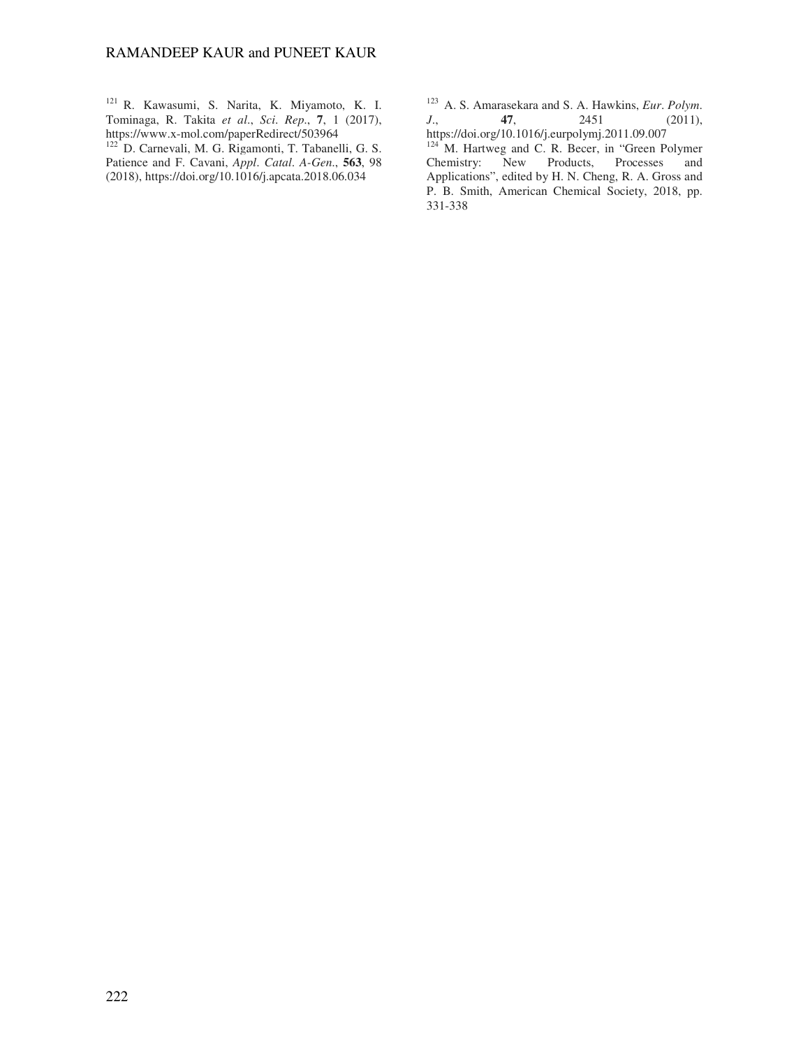[121] R. Kawasumi, S. Narita, K. Miyamoto, K. I. Tominaga, R. Takita *et al*., *Sci. Rep*., **7**, 1 (2017), https://www.x-mol.com/paperRedirect/503964

[122] D. Carnevali, M. G. Rigamonti, T. Tabanelli, G. S. Patience and F. Cavani, *Appl. Catal. A-Gen*., **563**, 98 (2018), https://doi.org/10.1016/j.apcata.2018.06.034

[123] A. S. Amarasekara and S. A. Hawkins, *Eur. Polym. J*., **47**, 2451 (2011), https://doi.org/10.1016/j.eurpolymj.2011.09.007

[124] M. Hartweg and C. R. Becer, in "Green Polymer Chemistry: New Products, Processes and Applications", edited by H. N. Cheng, R. A. Gross and P. B. Smith, American Chemical Society, 2018, pp. 331-338